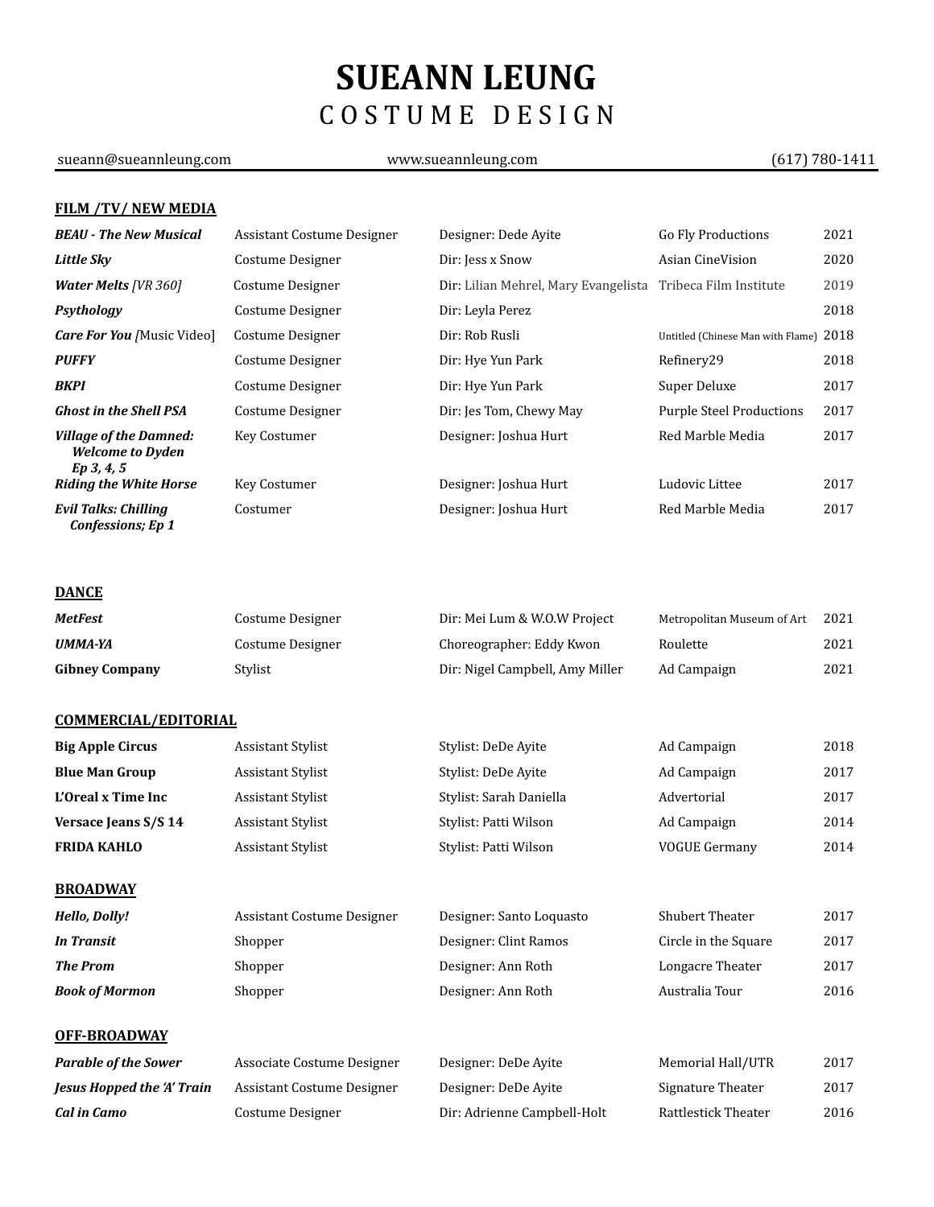# SUEANN LEUNG
## C O S T U M E   D E S I G N

sueann@sueannleung.com | www.sueannleung.com | (617) 780-1411

## FILM /TV/ NEW MEDIA

| | | | | |
|---|---|---|---|---|
| ***BEAU - The New Musical*** | Assistant Costume Designer | Designer: Dede Ayite | Go Fly Productions | 2021 |
| ***Little Sky*** | Costume Designer | Dir: Jess x Snow | Asian CineVision | 2020 |
| ***Water Melts** [VR 360]* | Costume Designer | Dir: Lilian Mehrel, Mary Evangelista | Tribeca Film Institute | 2019 |
| ***Psythology*** | Costume Designer | Dir: Leyla Perez | | 2018 |
| ***Care For You*** [Music Video] | Costume Designer | Dir: Rob Rusli | Untitled (Chinese Man with Flame) | 2018 |
| ***PUFFY*** | Costume Designer | Dir: Hye Yun Park | Refinery29 | 2018 |
| ***BKPI*** | Costume Designer | Dir: Hye Yun Park | Super Deluxe | 2017 |
| ***Ghost in the Shell PSA*** | Costume Designer | Dir: Jes Tom, Chewy May | Purple Steel Productions | 2017 |
| ***Village of the Damned: Welcome to Dyden Ep 3, 4, 5*** | Key Costumer | Designer: Joshua Hurt | Red Marble Media | 2017 |
| ***Riding the White Horse*** | Key Costumer | Designer: Joshua Hurt | Ludovic Littee | 2017 |
| ***Evil Talks: Chilling Confessions; Ep 1*** | Costumer | Designer: Joshua Hurt | Red Marble Media | 2017 |

## DANCE

| | | | | |
|---|---|---|---|---|
| ***MetFest*** | Costume Designer | Dir: Mei Lum & W.O.W Project | Metropolitan Museum of Art | 2021 |
| ***UMMA-YA*** | Costume Designer | Choreographer: Eddy Kwon | Roulette | 2021 |
| **Gibney Company** | Stylist | Dir: Nigel Campbell, Amy Miller | Ad Campaign | 2021 |

## COMMERCIAL/EDITORIAL

| | | | | |
|---|---|---|---|---|
| **Big Apple Circus** | Assistant Stylist | Stylist: DeDe Ayite | Ad Campaign | 2018 |
| **Blue Man Group** | Assistant Stylist | Stylist: DeDe Ayite | Ad Campaign | 2017 |
| **L'Oreal x Time Inc** | Assistant Stylist | Stylist: Sarah Daniella | Advertorial | 2017 |
| **Versace Jeans S/S 14** | Assistant Stylist | Stylist: Patti Wilson | Ad Campaign | 2014 |
| **FRIDA KAHLO** | Assistant Stylist | Stylist: Patti Wilson | VOGUE Germany | 2014 |

## BROADWAY

| | | | | |
|---|---|---|---|---|
| ***Hello, Dolly!*** | Assistant Costume Designer | Designer: Santo Loquasto | Shubert Theater | 2017 |
| ***In Transit*** | Shopper | Designer: Clint Ramos | Circle in the Square | 2017 |
| ***The Prom*** | Shopper | Designer: Ann Roth | Longacre Theater | 2017 |
| ***Book of Mormon*** | Shopper | Designer: Ann Roth | Australia Tour | 2016 |

## OFF-BROADWAY

| | | | | |
|---|---|---|---|---|
| ***Parable of the Sower*** | Associate Costume Designer | Designer: DeDe Ayite | Memorial Hall/UTR | 2017 |
| ***Jesus Hopped the 'A' Train*** | Assistant Costume Designer | Designer: DeDe Ayite | Signature Theater | 2017 |
| ***Cal in Camo*** | Costume Designer | Dir: Adrienne Campbell-Holt | Rattlestick Theater | 2016 |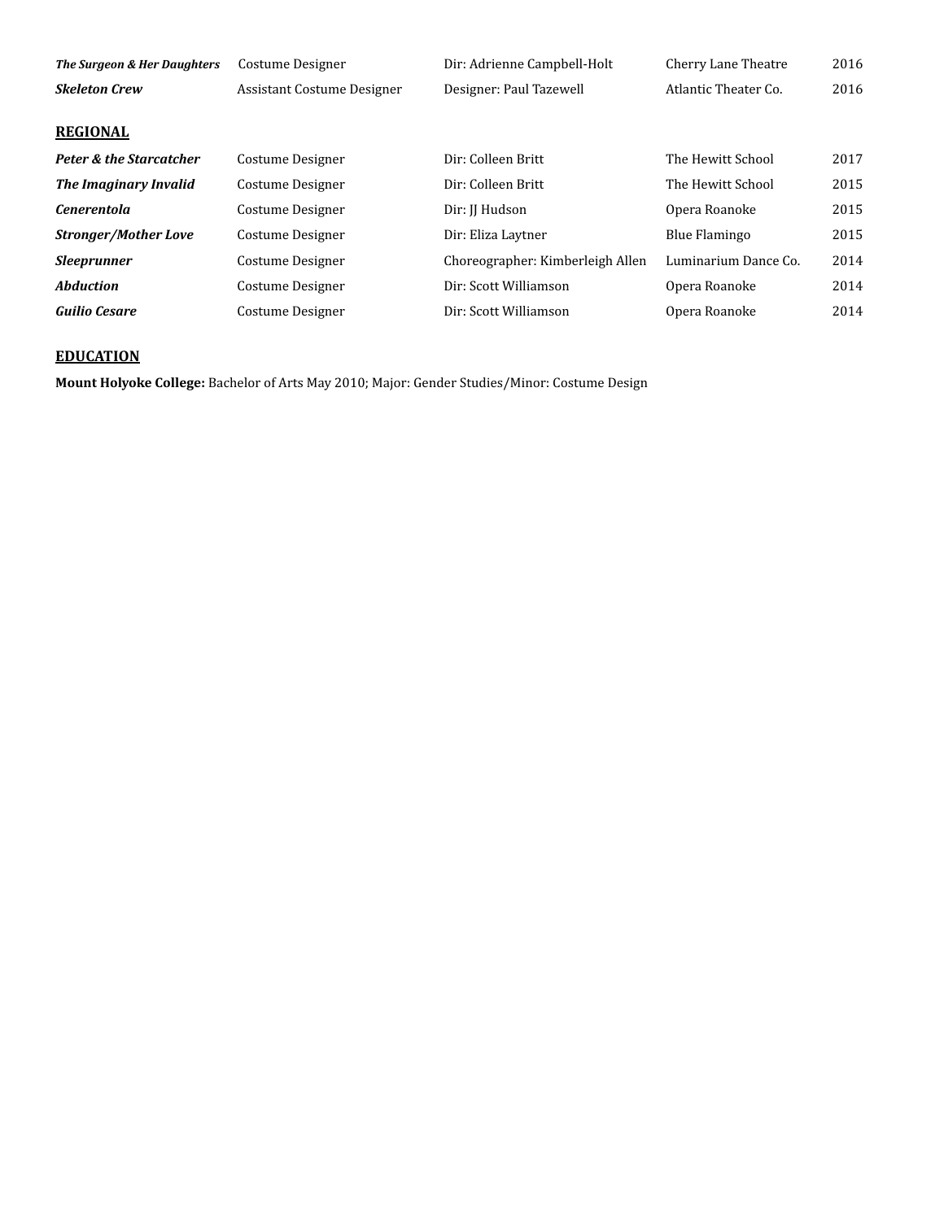| | | | | |
|---|---|---|---|---|
| ***The Surgeon & Her Daughters*** | Costume Designer | Dir: Adrienne Campbell-Holt | Cherry Lane Theatre | 2016 |
| ***Skeleton Crew*** | Assistant Costume Designer | Designer: Paul Tazewell | Atlantic Theater Co. | 2016 |

**REGIONAL**

| | | | | |
|---|---|---|---|---|
| ***Peter & the Starcatcher*** | Costume Designer | Dir: Colleen Britt | The Hewitt School | 2017 |
| ***The Imaginary Invalid*** | Costume Designer | Dir: Colleen Britt | The Hewitt School | 2015 |
| ***Cenerentola*** | Costume Designer | Dir: JJ Hudson | Opera Roanoke | 2015 |
| ***Stronger/Mother Love*** | Costume Designer | Dir: Eliza Laytner | Blue Flamingo | 2015 |
| ***Sleeprunner*** | Costume Designer | Choreographer: Kimberleigh Allen | Luminarium Dance Co. | 2014 |
| ***Abduction*** | Costume Designer | Dir: Scott Williamson | Opera Roanoke | 2014 |
| ***Guilio Cesare*** | Costume Designer | Dir: Scott Williamson | Opera Roanoke | 2014 |

**EDUCATION**

**Mount Holyoke College:** Bachelor of Arts May 2010; Major: Gender Studies/Minor: Costume Design